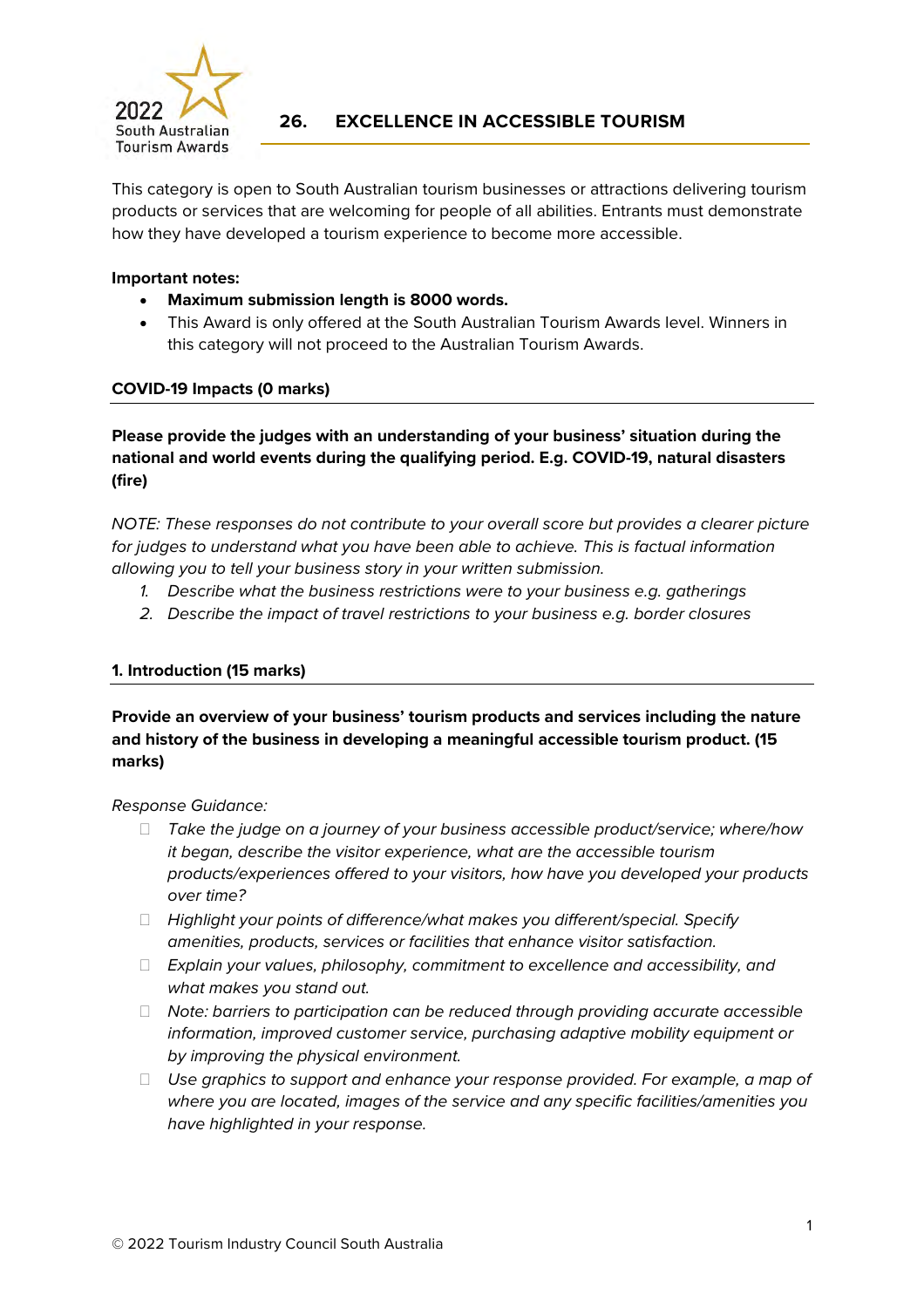2022 South Australian Tourism Awards

# 26. EXCELLENCE IN ACCESSIBLE TOURISM

This category is open to South Australian tourism businesses or attractions delivering tourism products or services that are welcoming for people of all abilities. Entrants must demonstrate how they have developed a tourism experience to become more accessible.

**Important notes:**

- **Maximum submission length is 8000 words.**
- This Award is only offered at the South Australian Tourism Awards level. Winners in this category will not proceed to the Australian Tourism Awards.

## COVID-19 Impacts (0 marks)

**Please provide the judges with an understanding of your business' situation during the national and world events during the qualifying period. E.g. COVID-19, natural disasters (fire)**

*NOTE: These responses do not contribute to your overall score but provides a clearer picture for judges to understand what you have been able to achieve. This is factual information allowing you to tell your business story in your written submission.*

1. *Describe what the business restrictions were to your business e.g. gatherings*
2. *Describe the impact of travel restrictions to your business e.g. border closures*

## 1. Introduction (15 marks)

**Provide an overview of your business' tourism products and services including the nature and history of the business in developing a meaningful accessible tourism product. (15 marks)**

*Response Guidance:*

- *Take the judge on a journey of your business accessible product/service; where/how it began, describe the visitor experience, what are the accessible tourism products/experiences offered to your visitors, how have you developed your products over time?*
- *Highlight your points of difference/what makes you different/special. Specify amenities, products, services or facilities that enhance visitor satisfaction.*
- *Explain your values, philosophy, commitment to excellence and accessibility, and what makes you stand out.*
- *Note: barriers to participation can be reduced through providing accurate accessible information, improved customer service, purchasing adaptive mobility equipment or by improving the physical environment.*
- *Use graphics to support and enhance your response provided. For example, a map of where you are located, images of the service and any specific facilities/amenities you have highlighted in your response.*

© 2022 Tourism Industry Council South Australia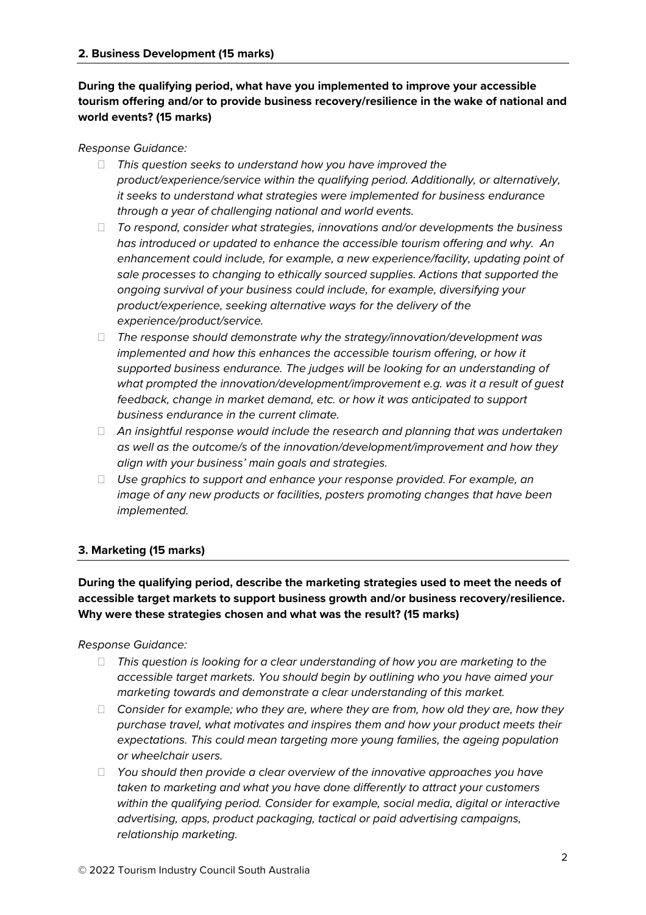## 2. Business Development (15 marks)

**During the qualifying period, what have you implemented to improve your accessible tourism offering and/or to provide business recovery/resilience in the wake of national and world events? (15 marks)**

*Response Guidance:*

- *This question seeks to understand how you have improved the product/experience/service within the qualifying period. Additionally, or alternatively, it seeks to understand what strategies were implemented for business endurance through a year of challenging national and world events.*
- *To respond, consider what strategies, innovations and/or developments the business has introduced or updated to enhance the accessible tourism offering and why. An enhancement could include, for example, a new experience/facility, updating point of sale processes to changing to ethically sourced supplies. Actions that supported the ongoing survival of your business could include, for example, diversifying your product/experience, seeking alternative ways for the delivery of the experience/product/service.*
- *The response should demonstrate why the strategy/innovation/development was implemented and how this enhances the accessible tourism offering, or how it supported business endurance. The judges will be looking for an understanding of what prompted the innovation/development/improvement e.g. was it a result of guest feedback, change in market demand, etc. or how it was anticipated to support business endurance in the current climate.*
- *An insightful response would include the research and planning that was undertaken as well as the outcome/s of the innovation/development/improvement and how they align with your business' main goals and strategies.*
- *Use graphics to support and enhance your response provided. For example, an image of any new products or facilities, posters promoting changes that have been implemented.*

## 3. Marketing (15 marks)

**During the qualifying period, describe the marketing strategies used to meet the needs of accessible target markets to support business growth and/or business recovery/resilience. Why were these strategies chosen and what was the result? (15 marks)**

*Response Guidance:*

- *This question is looking for a clear understanding of how you are marketing to the accessible target markets. You should begin by outlining who you have aimed your marketing towards and demonstrate a clear understanding of this market.*
- *Consider for example; who they are, where they are from, how old they are, how they purchase travel, what motivates and inspires them and how your product meets their expectations. This could mean targeting more young families, the ageing population or wheelchair users.*
- *You should then provide a clear overview of the innovative approaches you have taken to marketing and what you have done differently to attract your customers within the qualifying period. Consider for example, social media, digital or interactive advertising, apps, product packaging, tactical or paid advertising campaigns, relationship marketing.*

© 2022 Tourism Industry Council South Australia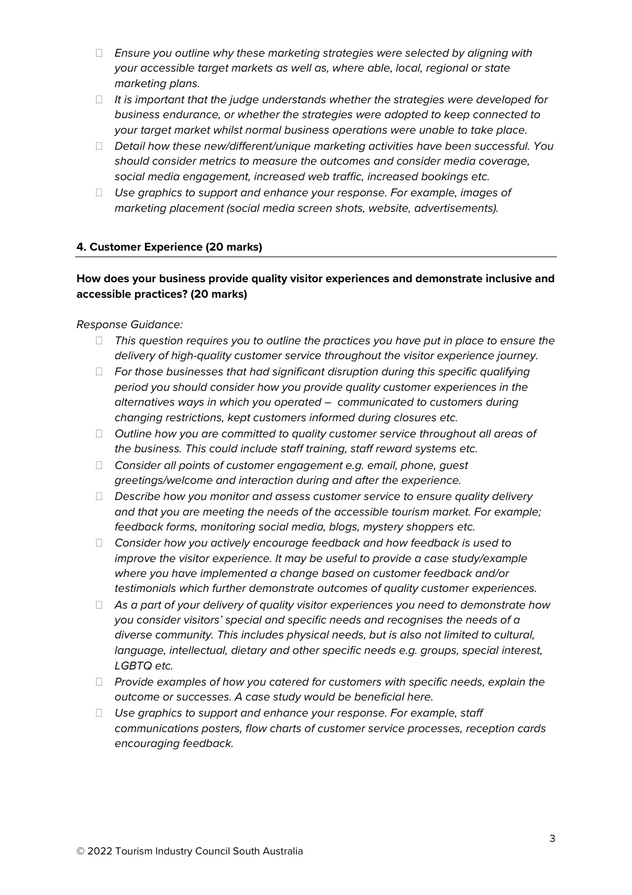- *Ensure you outline why these marketing strategies were selected by aligning with your accessible target markets as well as, where able, local, regional or state marketing plans.*
- *It is important that the judge understands whether the strategies were developed for business endurance, or whether the strategies were adopted to keep connected to your target market whilst normal business operations were unable to take place.*
- *Detail how these new/different/unique marketing activities have been successful. You should consider metrics to measure the outcomes and consider media coverage, social media engagement, increased web traffic, increased bookings etc.*
- *Use graphics to support and enhance your response. For example, images of marketing placement (social media screen shots, website, advertisements).*

**4. Customer Experience (20 marks)**

**How does your business provide quality visitor experiences and demonstrate inclusive and accessible practices? (20 marks)**

*Response Guidance:*

- *This question requires you to outline the practices you have put in place to ensure the delivery of high-quality customer service throughout the visitor experience journey.*
- *For those businesses that had significant disruption during this specific qualifying period you should consider how you provide quality customer experiences in the alternatives ways in which you operated – communicated to customers during changing restrictions, kept customers informed during closures etc.*
- *Outline how you are committed to quality customer service throughout all areas of the business. This could include staff training, staff reward systems etc.*
- *Consider all points of customer engagement e.g. email, phone, guest greetings/welcome and interaction during and after the experience.*
- *Describe how you monitor and assess customer service to ensure quality delivery and that you are meeting the needs of the accessible tourism market. For example; feedback forms, monitoring social media, blogs, mystery shoppers etc.*
- *Consider how you actively encourage feedback and how feedback is used to improve the visitor experience. It may be useful to provide a case study/example where you have implemented a change based on customer feedback and/or testimonials which further demonstrate outcomes of quality customer experiences.*
- *As a part of your delivery of quality visitor experiences you need to demonstrate how you consider visitors' special and specific needs and recognises the needs of a diverse community. This includes physical needs, but is also not limited to cultural, language, intellectual, dietary and other specific needs e.g. groups, special interest, LGBTQ etc.*
- *Provide examples of how you catered for customers with specific needs, explain the outcome or successes. A case study would be beneficial here.*
- *Use graphics to support and enhance your response. For example, staff communications posters, flow charts of customer service processes, reception cards encouraging feedback.*

© 2022 Tourism Industry Council South Australia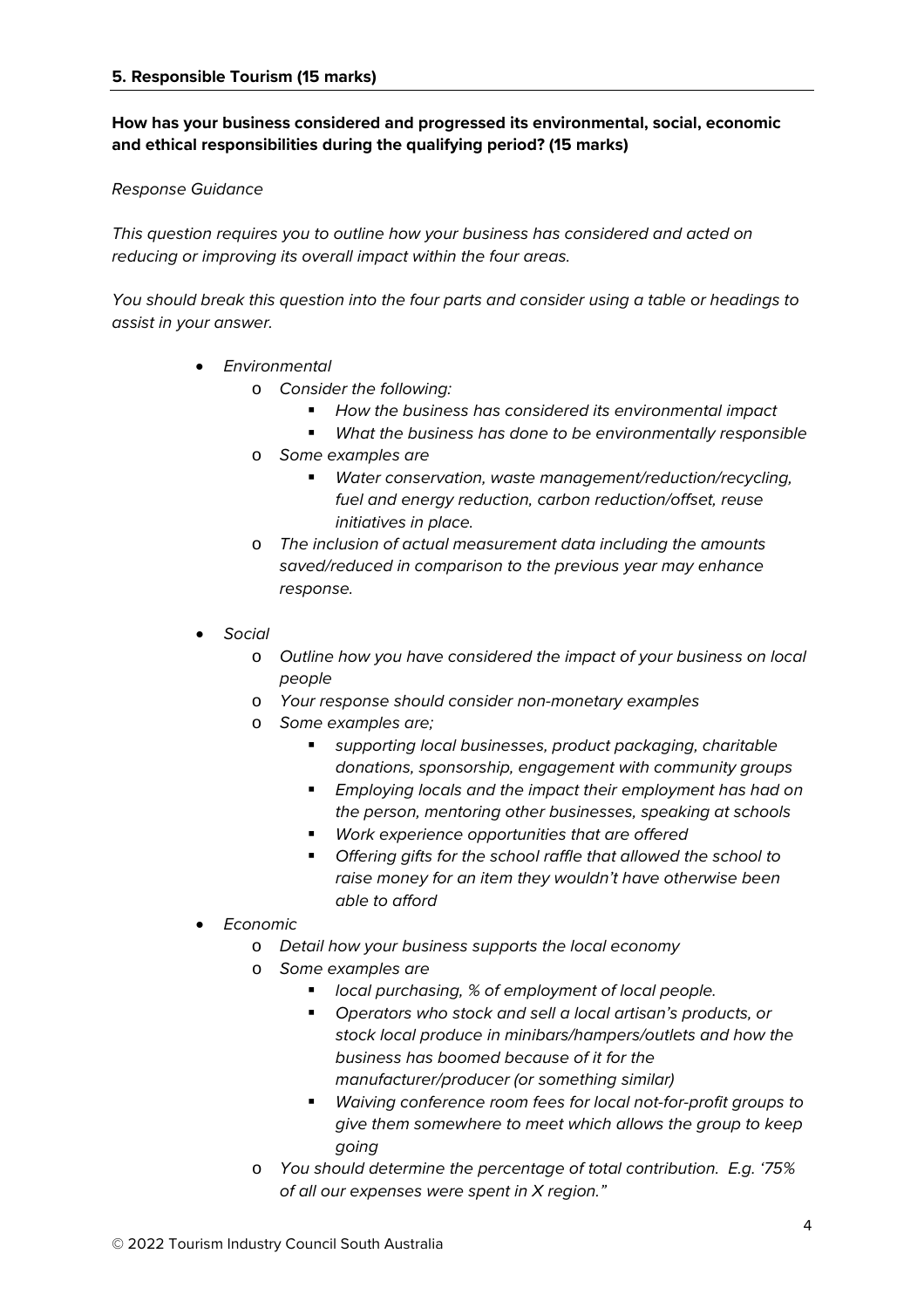**5. Responsible Tourism (15 marks)**

**How has your business considered and progressed its environmental, social, economic and ethical responsibilities during the qualifying period? (15 marks)**

*Response Guidance*

*This question requires you to outline how your business has considered and acted on reducing or improving its overall impact within the four areas.*

*You should break this question into the four parts and consider using a table or headings to assist in your answer.*

- *Environmental*
    - *Consider the following:*
        - *How the business has considered its environmental impact*
        - *What the business has done to be environmentally responsible*
    - *Some examples are*
        - *Water conservation, waste management/reduction/recycling, fuel and energy reduction, carbon reduction/offset, reuse initiatives in place.*
    - *The inclusion of actual measurement data including the amounts saved/reduced in comparison to the previous year may enhance response.*
- *Social*
    - *Outline how you have considered the impact of your business on local people*
    - *Your response should consider non-monetary examples*
    - *Some examples are;*
        - *supporting local businesses, product packaging, charitable donations, sponsorship, engagement with community groups*
        - *Employing locals and the impact their employment has had on the person, mentoring other businesses, speaking at schools*
        - *Work experience opportunities that are offered*
        - *Offering gifts for the school raffle that allowed the school to raise money for an item they wouldn't have otherwise been able to afford*
- *Economic*
    - *Detail how your business supports the local economy*
    - *Some examples are*
        - *local purchasing, % of employment of local people.*
        - *Operators who stock and sell a local artisan's products, or stock local produce in minibars/hampers/outlets and how the business has boomed because of it for the manufacturer/producer (or something similar)*
        - *Waiving conference room fees for local not-for-profit groups to give them somewhere to meet which allows the group to keep going*
    - *You should determine the percentage of total contribution. E.g. '75% of all our expenses were spent in X region."*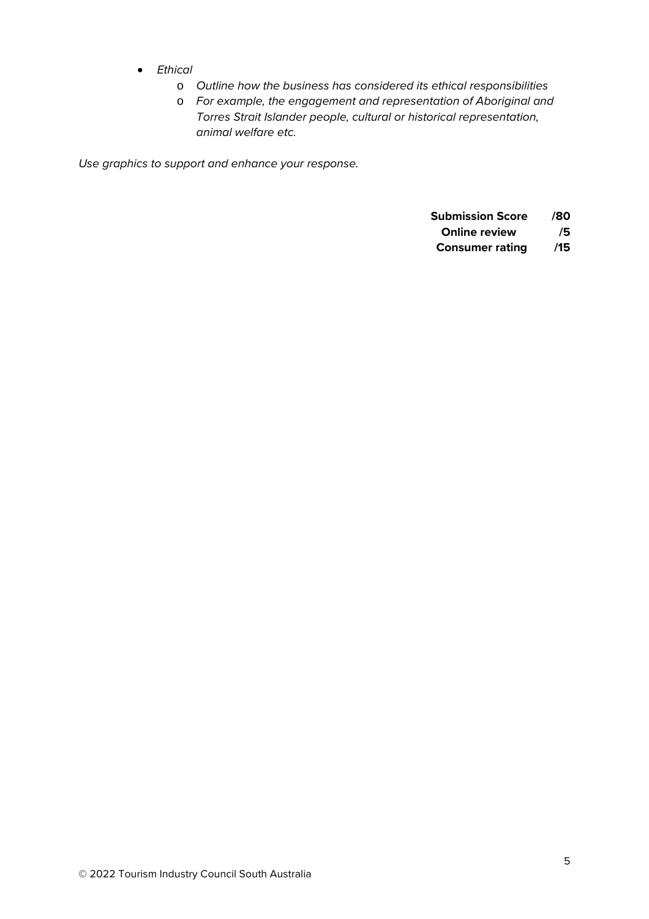- *Ethical*
  - *Outline how the business has considered its ethical responsibilities*
  - *For example, the engagement and representation of Aboriginal and Torres Strait Islander people, cultural or historical representation, animal welfare etc.*

*Use graphics to support and enhance your response.*

| | |
|---|---|
| **Submission Score** | **/80** |
| **Online review** | **/5** |
| **Consumer rating** | **/15** |

© 2022 Tourism Industry Council South Australia